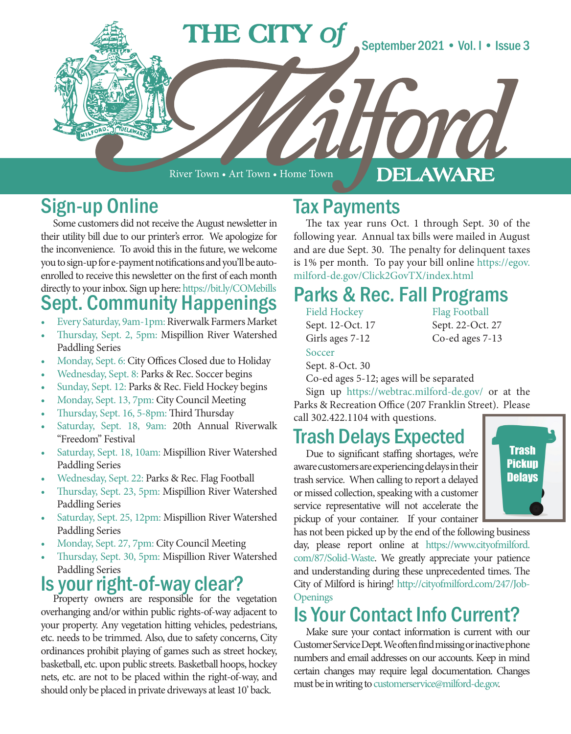# THE CITY of Milford DELAWARE

September 2021 • Vol. I • Issue 3

River Town • Art Town • Home Town

## Sign-up Online

Some customers did not receive the August newsletter in their utility bill due to our printer's error. We apologize for the inconvenience. To avoid this in the future, we welcome you to sign-up for e-payment notifications and you'll be auto-enrolled to receive this newsletter on the first of each month directly to your inbox. Sign up here: https://bit.ly/COMebills

## Sept. Community Happenings

- Every Saturday, 9am-1pm: Riverwalk Farmers Market
- Thursday, Sept. 2, 5pm: Mispillion River Watershed Paddling Series
- Monday, Sept. 6: City Offices Closed due to Holiday
- Wednesday, Sept. 8: Parks & Rec. Soccer begins
- Sunday, Sept. 12: Parks & Rec. Field Hockey begins
- Monday, Sept. 13, 7pm: City Council Meeting
- Thursday, Sept. 16, 5-8pm: Third Thursday
- Saturday, Sept. 18, 9am: 20th Annual Riverwalk "Freedom" Festival
- Saturday, Sept. 18, 10am: Mispillion River Watershed Paddling Series
- Wednesday, Sept. 22: Parks & Rec. Flag Football
- Thursday, Sept. 23, 5pm: Mispillion River Watershed Paddling Series
- Saturday, Sept. 25, 12pm: Mispillion River Watershed Paddling Series
- Monday, Sept. 27, 7pm: City Council Meeting
- Thursday, Sept. 30, 5pm: Mispillion River Watershed Paddling Series

## Is your right-of-way clear?

Property owners are responsible for the vegetation overhanging and/or within public rights-of-way adjacent to your property. Any vegetation hitting vehicles, pedestrians, etc. needs to be trimmed. Also, due to safety concerns, City ordinances prohibit playing of games such as street hockey, basketball, etc. upon public streets. Basketball hoops, hockey nets, etc. are not to be placed within the right-of-way, and should only be placed in private driveways at least 10' back.

## Tax Payments

The tax year runs Oct. 1 through Sept. 30 of the following year. Annual tax bills were mailed in August and are due Sept. 30. The penalty for delinquent taxes is 1% per month. To pay your bill online https://egov.milford-de.gov/Click2GovTX/index.html

## Parks & Rec. Fall Programs

Field Hockey
Sept. 12-Oct. 17
Girls ages 7-12

Flag Football
Sept. 22-Oct. 27
Co-ed ages 7-13

Soccer
Sept. 8-Oct. 30
Co-ed ages 5-12; ages will be separated

Sign up https://webtrac.milford-de.gov/ or at the Parks & Recreation Office (207 Franklin Street). Please call 302.422.1104 with questions.

## Trash Delays Expected

Trash Pickup Delays

Due to significant staffing shortages, we're aware customers are experiencing delays in their trash service. When calling to report a delayed or missed collection, speaking with a customer service representative will not accelerate the pickup of your container. If your container has not been picked up by the end of the following business day, please report online at https://www.cityofmilford.com/87/Solid-Waste. We greatly appreciate your patience and understanding during these unprecedented times. The City of Milford is hiring! http://cityofmilford.com/247/Job-Openings

## Is Your Contact Info Current?

Make sure your contact information is current with our Customer Service Dept. We often find missing or inactive phone numbers and email addresses on our accounts. Keep in mind certain changes may require legal documentation. Changes must be in writing to customerservice@milford-de.gov.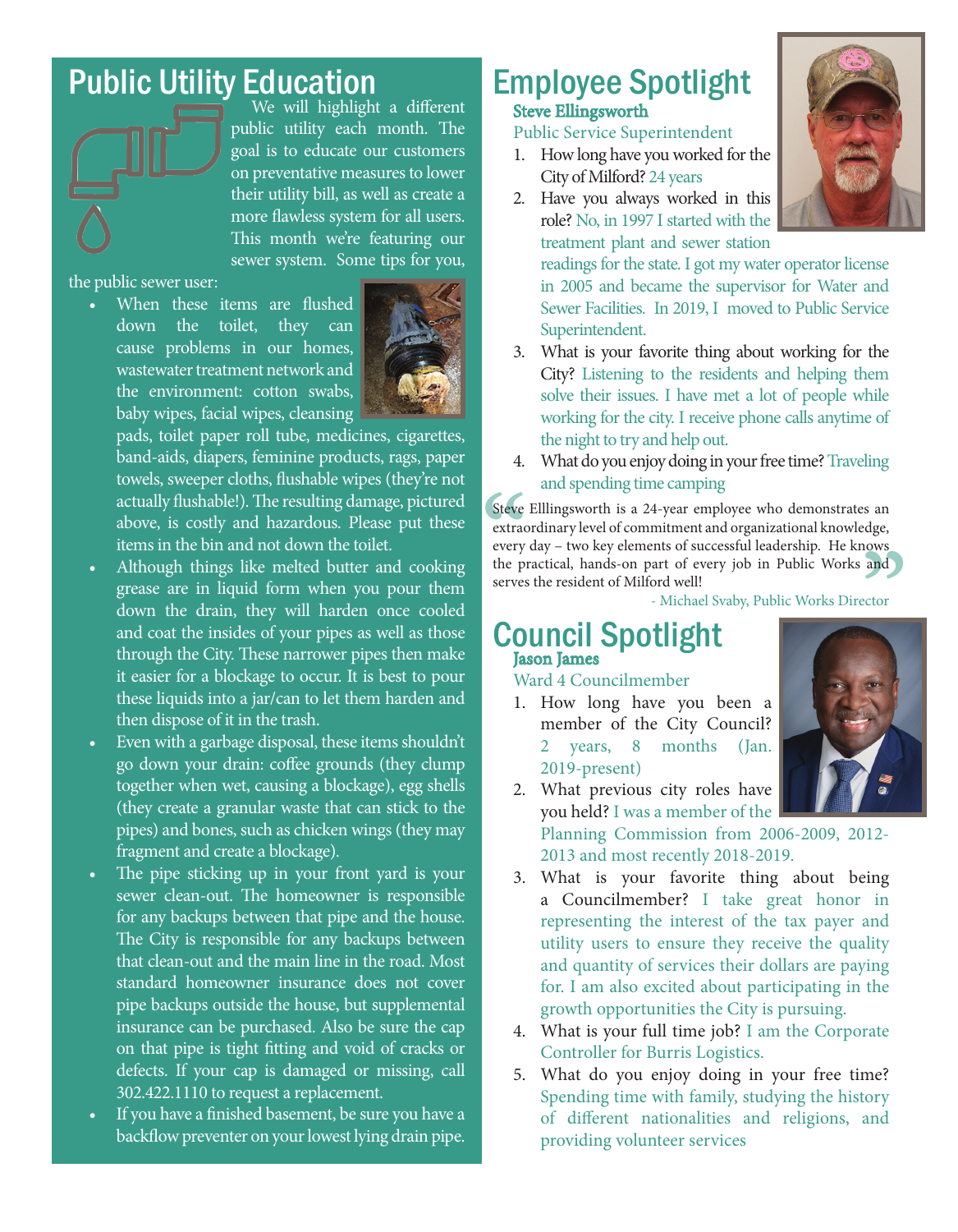# Public Utility Education

We will highlight a different public utility each month. The goal is to educate our customers on preventative measures to lower their utility bill, as well as create a more flawless system for all users. This month we're featuring our sewer system. Some tips for you, the public sewer user:

- When these items are flushed down the toilet, they can cause problems in our homes, wastewater treatment network and the environment: cotton swabs, baby wipes, facial wipes, cleansing pads, toilet paper roll tube, medicines, cigarettes, band-aids, diapers, feminine products, rags, paper towels, sweeper cloths, flushable wipes (they're not actually flushable!). The resulting damage, pictured above, is costly and hazardous. Please put these items in the bin and not down the toilet.
- Although things like melted butter and cooking grease are in liquid form when you pour them down the drain, they will harden once cooled and coat the insides of your pipes as well as those through the City. These narrower pipes then make it easier for a blockage to occur. It is best to pour these liquids into a jar/can to let them harden and then dispose of it in the trash.
- Even with a garbage disposal, these items shouldn't go down your drain: coffee grounds (they clump together when wet, causing a blockage), egg shells (they create a granular waste that can stick to the pipes) and bones, such as chicken wings (they may fragment and create a blockage).
- The pipe sticking up in your front yard is your sewer clean-out. The homeowner is responsible for any backups between that pipe and the house. The City is responsible for any backups between that clean-out and the main line in the road. Most standard homeowner insurance does not cover pipe backups outside the house, but supplemental insurance can be purchased. Also be sure the cap on that pipe is tight fitting and void of cracks or defects. If your cap is damaged or missing, call 302.422.1110 to request a replacement.
- If you have a finished basement, be sure you have a backflow preventer on your lowest lying drain pipe.

# Employee Spotlight

## Steve Ellingsworth

Public Service Superintendent

1. How long have you worked for the City of Milford? 24 years
2. Have you always worked in this role? No, in 1997 I started with the treatment plant and sewer station readings for the state. I got my water operator license in 2005 and became the supervisor for Water and Sewer Facilities. In 2019, I moved to Public Service Superintendent.
3. What is your favorite thing about working for the City? Listening to the residents and helping them solve their issues. I have met a lot of people while working for the city. I receive phone calls anytime of the night to try and help out.
4. What do you enjoy doing in your free time? Traveling and spending time camping

"Steve Elllingsworth is a 24-year employee who demonstrates an extraordinary level of commitment and organizational knowledge, every day – two key elements of successful leadership. He knows the practical, hands-on part of every job in Public Works and serves the resident of Milford well!"

- Michael Svaby, Public Works Director

# Council Spotlight

## Jason James

Ward 4 Councilmember

1. How long have you been a member of the City Council? 2 years, 8 months (Jan. 2019-present)
2. What previous city roles have you held? I was a member of the Planning Commission from 2006-2009, 2012-2013 and most recently 2018-2019.
3. What is your favorite thing about being a Councilmember? I take great honor in representing the interest of the tax payer and utility users to ensure they receive the quality and quantity of services their dollars are paying for. I am also excited about participating in the growth opportunities the City is pursuing.
4. What is your full time job? I am the Corporate Controller for Burris Logistics.
5. What do you enjoy doing in your free time? Spending time with family, studying the history of different nationalities and religions, and providing volunteer services